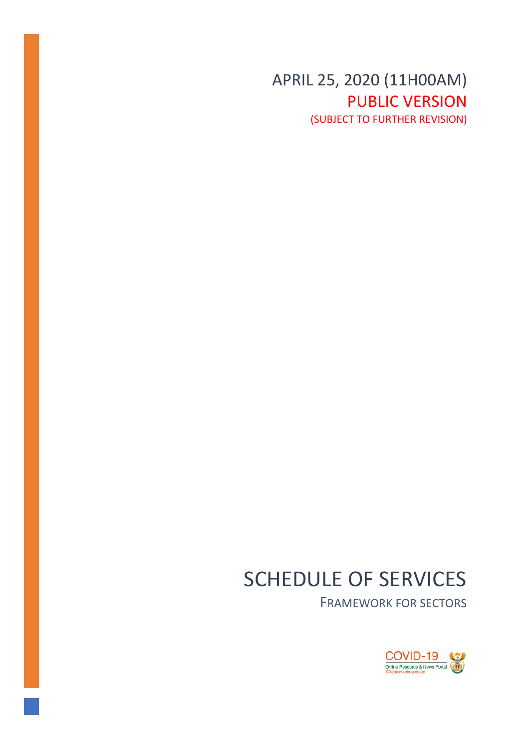APRIL 25, 2020 (11H00AM)

PUBLIC VERSION

(SUBJECT TO FURTHER REVISION)

# SCHEDULE OF SERVICES

## FRAMEWORK FOR SECTORS

COVID-19

Online Resource & News Portal

SAcoronavirus.co.za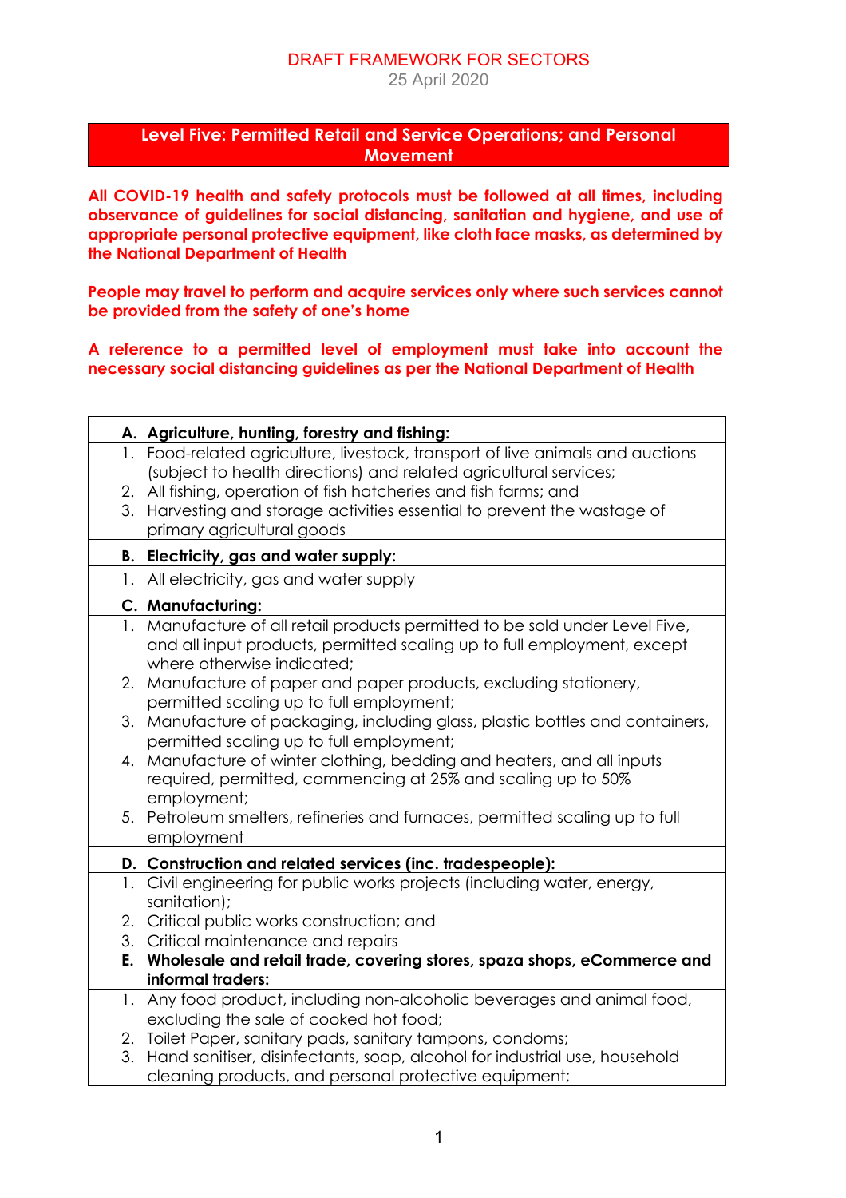DRAFT FRAMEWORK FOR SECTORS

25 April 2020

## Level Five: Permitted Retail and Service Operations; and Personal Movement

**All COVID-19 health and safety protocols must be followed at all times, including observance of guidelines for social distancing, sanitation and hygiene, and use of appropriate personal protective equipment, like cloth face masks, as determined by the National Department of Health**

**People may travel to perform and acquire services only where such services cannot be provided from the safety of one's home**

**A reference to a permitted level of employment must take into account the necessary social distancing guidelines as per the National Department of Health**

| **A. Agriculture, hunting, forestry and fishing:** |
|---|
| 1. Food-related agriculture, livestock, transport of live animals and auctions (subject to health directions) and related agricultural services;<br>2. All fishing, operation of fish hatcheries and fish farms; and<br>3. Harvesting and storage activities essential to prevent the wastage of primary agricultural goods |
| **B. Electricity, gas and water supply:** |
| 1. All electricity, gas and water supply |
| **C. Manufacturing:** |
| 1. Manufacture of all retail products permitted to be sold under Level Five, and all input products, permitted scaling up to full employment, except where otherwise indicated;<br>2. Manufacture of paper and paper products, excluding stationery, permitted scaling up to full employment;<br>3. Manufacture of packaging, including glass, plastic bottles and containers, permitted scaling up to full employment;<br>4. Manufacture of winter clothing, bedding and heaters, and all inputs required, permitted, commencing at 25% and scaling up to 50% employment;<br>5. Petroleum smelters, refineries and furnaces, permitted scaling up to full employment |
| **D. Construction and related services (inc. tradespeople):** |
| 1. Civil engineering for public works projects (including water, energy, sanitation);<br>2. Critical public works construction; and<br>3. Critical maintenance and repairs |
| **E. Wholesale and retail trade, covering stores, spaza shops, eCommerce and informal traders:** |
| 1. Any food product, including non-alcoholic beverages and animal food, excluding the sale of cooked hot food;<br>2. Toilet Paper, sanitary pads, sanitary tampons, condoms;<br>3. Hand sanitiser, disinfectants, soap, alcohol for industrial use, household cleaning products, and personal protective equipment; |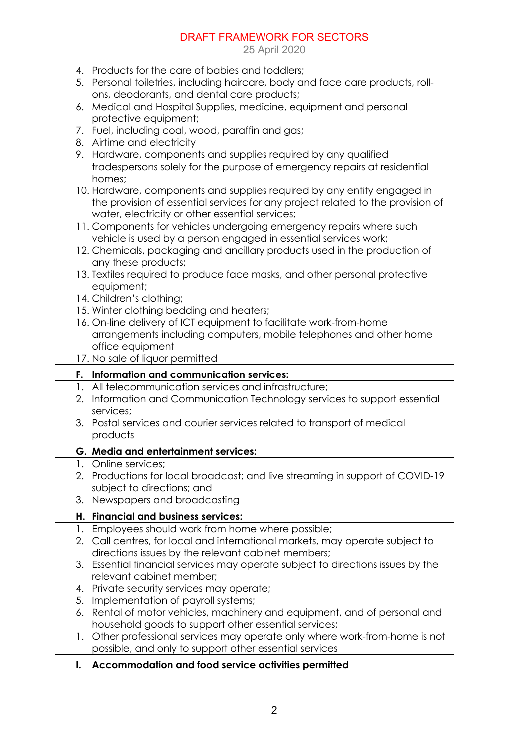4. Products for the care of babies and toddlers;
5. Personal toiletries, including haircare, body and face care products, roll-ons, deodorants, and dental care products;
6. Medical and Hospital Supplies, medicine, equipment and personal protective equipment;
7. Fuel, including coal, wood, paraffin and gas;
8. Airtime and electricity
9. Hardware, components and supplies required by any qualified tradespersons solely for the purpose of emergency repairs at residential homes;
10. Hardware, components and supplies required by any entity engaged in the provision of essential services for any project related to the provision of water, electricity or other essential services;
11. Components for vehicles undergoing emergency repairs where such vehicle is used by a person engaged in essential services work;
12. Chemicals, packaging and ancillary products used in the production of any these products;
13. Textiles required to produce face masks, and other personal protective equipment;
14. Children's clothing;
15. Winter clothing bedding and heaters;
16. On-line delivery of ICT equipment to facilitate work-from-home arrangements including computers, mobile telephones and other home office equipment
17. No sale of liquor permitted

**F. Information and communication services:**

1. All telecommunication services and infrastructure;
2. Information and Communication Technology services to support essential services;
3. Postal services and courier services related to transport of medical products

**G. Media and entertainment services:**

1. Online services;
2. Productions for local broadcast; and live streaming in support of COVID-19 subject to directions; and
3. Newspapers and broadcasting

**H. Financial and business services:**

1. Employees should work from home where possible;
2. Call centres, for local and international markets, may operate subject to directions issues by the relevant cabinet members;
3. Essential financial services may operate subject to directions issues by the relevant cabinet member;
4. Private security services may operate;
5. Implementation of payroll systems;
6. Rental of motor vehicles, machinery and equipment, and of personal and household goods to support other essential services;
1. Other professional services may operate only where work-from-home is not possible, and only to support other essential services

**I. Accommodation and food service activities permitted**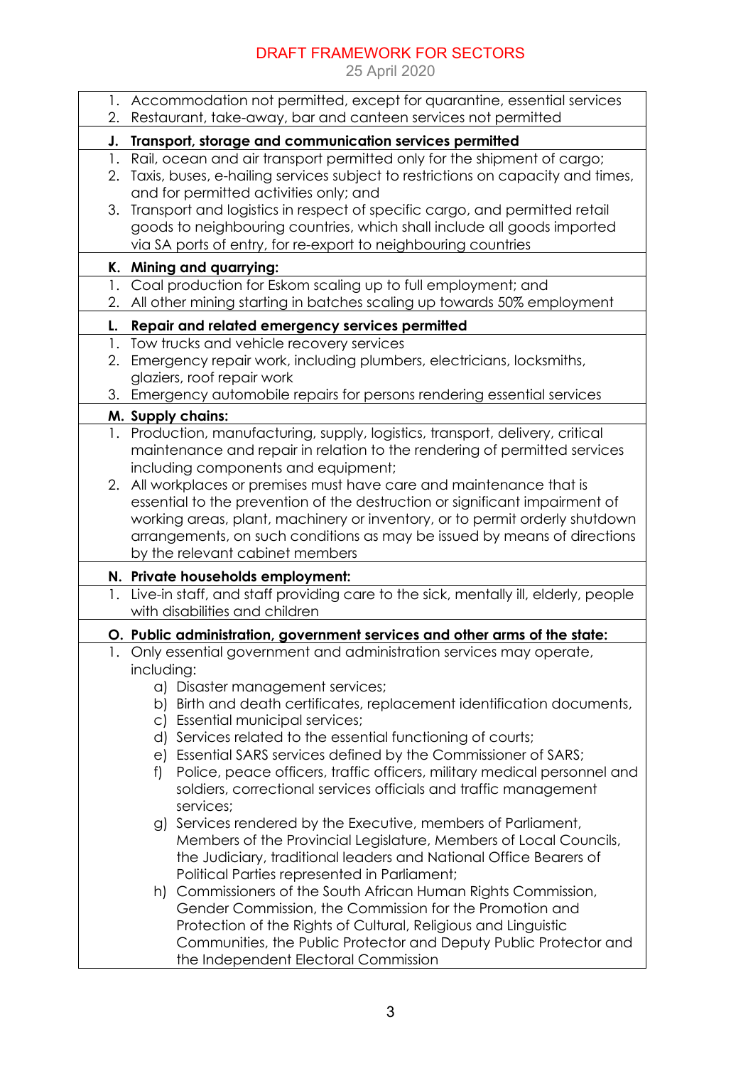DRAFT FRAMEWORK FOR SECTORS

25 April 2020

1. Accommodation not permitted, except for quarantine, essential services
2. Restaurant, take-away, bar and canteen services not permitted

**J. Transport, storage and communication services permitted**

1. Rail, ocean and air transport permitted only for the shipment of cargo;
2. Taxis, buses, e-hailing services subject to restrictions on capacity and times, and for permitted activities only; and
3. Transport and logistics in respect of specific cargo, and permitted retail goods to neighbouring countries, which shall include all goods imported via SA ports of entry, for re-export to neighbouring countries

**K. Mining and quarrying:**

1. Coal production for Eskom scaling up to full employment; and
2. All other mining starting in batches scaling up towards 50% employment

**L. Repair and related emergency services permitted**

1. Tow trucks and vehicle recovery services
2. Emergency repair work, including plumbers, electricians, locksmiths, glaziers, roof repair work
3. Emergency automobile repairs for persons rendering essential services

**M. Supply chains:**

1. Production, manufacturing, supply, logistics, transport, delivery, critical maintenance and repair in relation to the rendering of permitted services including components and equipment;
2. All workplaces or premises must have care and maintenance that is essential to the prevention of the destruction or significant impairment of working areas, plant, machinery or inventory, or to permit orderly shutdown arrangements, on such conditions as may be issued by means of directions by the relevant cabinet members

**N. Private households employment:**

1. Live-in staff, and staff providing care to the sick, mentally ill, elderly, people with disabilities and children

**O. Public administration, government services and other arms of the state:**

1. Only essential government and administration services may operate, including:
   a) Disaster management services;
   b) Birth and death certificates, replacement identification documents,
   c) Essential municipal services;
   d) Services related to the essential functioning of courts;
   e) Essential SARS services defined by the Commissioner of SARS;
   f) Police, peace officers, traffic officers, military medical personnel and soldiers, correctional services officials and traffic management services;
   g) Services rendered by the Executive, members of Parliament, Members of the Provincial Legislature, Members of Local Councils, the Judiciary, traditional leaders and National Office Bearers of Political Parties represented in Parliament;
   h) Commissioners of the South African Human Rights Commission, Gender Commission, the Commission for the Promotion and Protection of the Rights of Cultural, Religious and Linguistic Communities, the Public Protector and Deputy Public Protector and the Independent Electoral Commission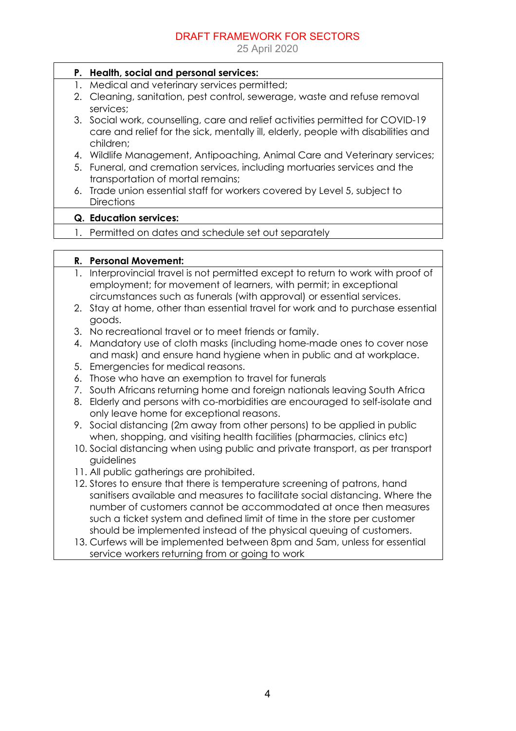DRAFT FRAMEWORK FOR SECTORS

25 April 2020

**P. Health, social and personal services:**

1. Medical and veterinary services permitted;
2. Cleaning, sanitation, pest control, sewerage, waste and refuse removal services;
3. Social work, counselling, care and relief activities permitted for COVID-19 care and relief for the sick, mentally ill, elderly, people with disabilities and children;
4. Wildlife Management, Antipoaching, Animal Care and Veterinary services;
5. Funeral, and cremation services, including mortuaries services and the transportation of mortal remains;
6. Trade union essential staff for workers covered by Level 5, subject to Directions

**Q. Education services:**

1. Permitted on dates and schedule set out separately

**R. Personal Movement:**

1. Interprovincial travel is not permitted except to return to work with proof of employment; for movement of learners, with permit; in exceptional circumstances such as funerals (with approval) or essential services.
2. Stay at home, other than essential travel for work and to purchase essential goods.
3. No recreational travel or to meet friends or family.
4. Mandatory use of cloth masks (including home-made ones to cover nose and mask) and ensure hand hygiene when in public and at workplace.
5. Emergencies for medical reasons.
6. Those who have an exemption to travel for funerals
7. South Africans returning home and foreign nationals leaving South Africa
8. Elderly and persons with co-morbidities are encouraged to self-isolate and only leave home for exceptional reasons.
9. Social distancing (2m away from other persons) to be applied in public when, shopping, and visiting health facilities (pharmacies, clinics etc)
10. Social distancing when using public and private transport, as per transport guidelines
11. All public gatherings are prohibited.
12. Stores to ensure that there is temperature screening of patrons, hand sanitisers available and measures to facilitate social distancing. Where the number of customers cannot be accommodated at once then measures such a ticket system and defined limit of time in the store per customer should be implemented instead of the physical queuing of customers.
13. Curfews will be implemented between 8pm and 5am, unless for essential service workers returning from or going to work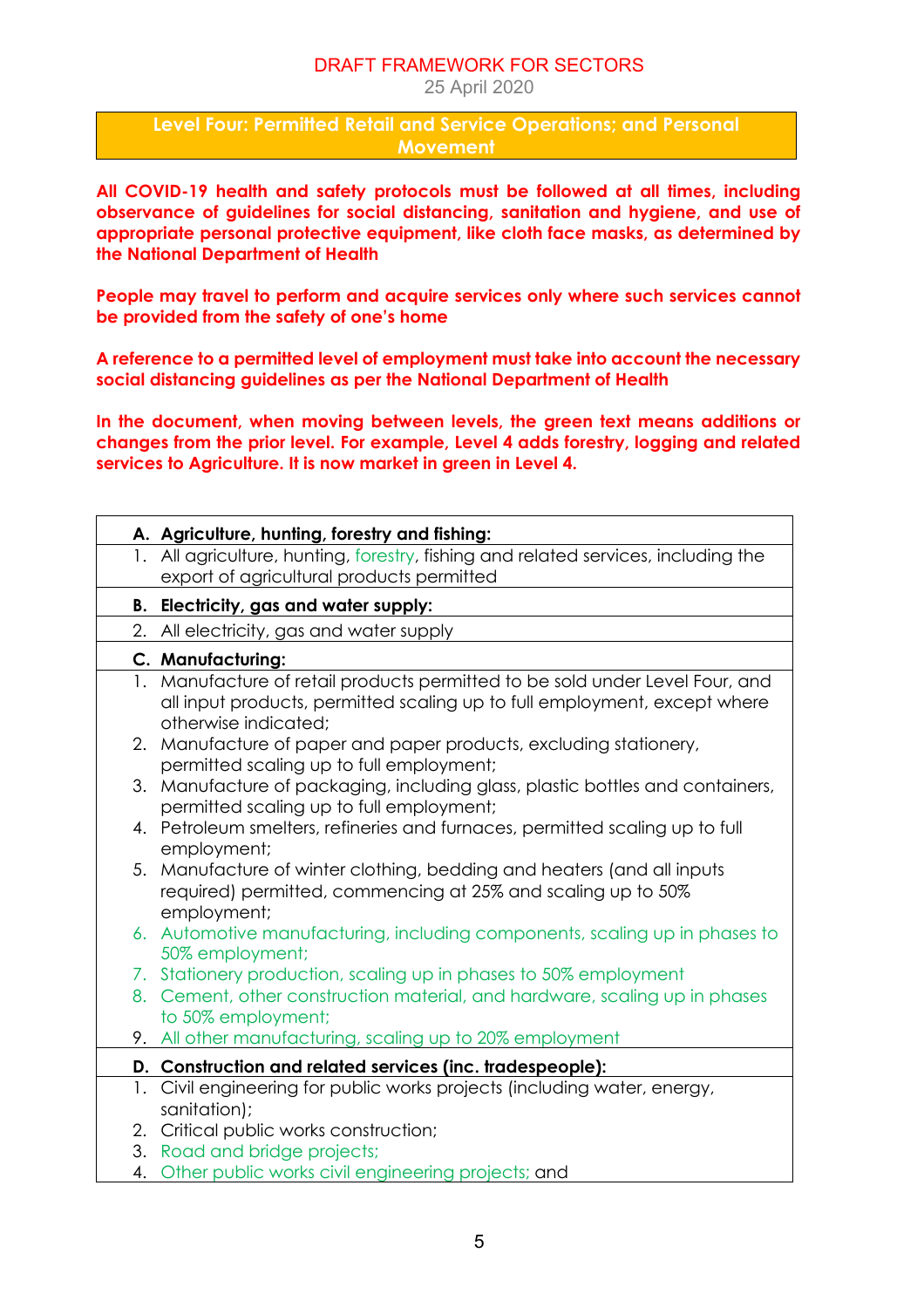DRAFT FRAMEWORK FOR SECTORS

25 April 2020

## Level Four: Permitted Retail and Service Operations; and Personal Movement

**All COVID-19 health and safety protocols must be followed at all times, including observance of guidelines for social distancing, sanitation and hygiene, and use of appropriate personal protective equipment, like cloth face masks, as determined by the National Department of Health**

**People may travel to perform and acquire services only where such services cannot be provided from the safety of one's home**

**A reference to a permitted level of employment must take into account the necessary social distancing guidelines as per the National Department of Health**

**In the document, when moving between levels, the green text means additions or changes from the prior level. For example, Level 4 adds forestry, logging and related services to Agriculture. It is now market in green in Level 4.**

**A. Agriculture, hunting, forestry and fishing:**

1. All agriculture, hunting, forestry, fishing and related services, including the export of agricultural products permitted

**B. Electricity, gas and water supply:**

2. All electricity, gas and water supply

**C. Manufacturing:**

1. Manufacture of retail products permitted to be sold under Level Four, and all input products, permitted scaling up to full employment, except where otherwise indicated;
2. Manufacture of paper and paper products, excluding stationery, permitted scaling up to full employment;
3. Manufacture of packaging, including glass, plastic bottles and containers, permitted scaling up to full employment;
4. Petroleum smelters, refineries and furnaces, permitted scaling up to full employment;
5. Manufacture of winter clothing, bedding and heaters (and all inputs required) permitted, commencing at 25% and scaling up to 50% employment;
6. Automotive manufacturing, including components, scaling up in phases to 50% employment;
7. Stationery production, scaling up in phases to 50% employment
8. Cement, other construction material, and hardware, scaling up in phases to 50% employment;
9. All other manufacturing, scaling up to 20% employment

**D. Construction and related services (inc. tradespeople):**

1. Civil engineering for public works projects (including water, energy, sanitation);
2. Critical public works construction;
3. Road and bridge projects;
4. Other public works civil engineering projects; and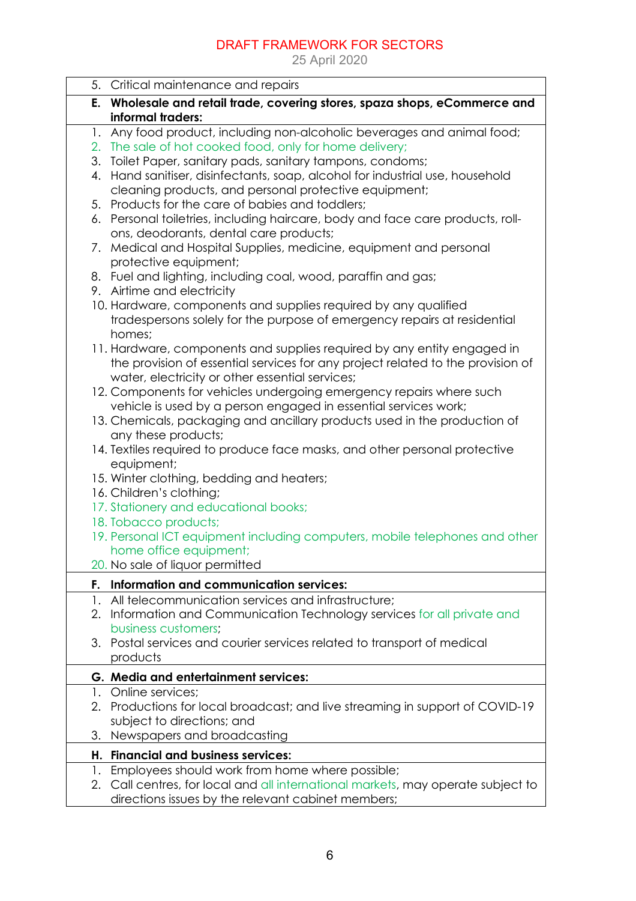5. Critical maintenance and repairs

**E. Wholesale and retail trade, covering stores, spaza shops, eCommerce and informal traders:**

1. Any food product, including non-alcoholic beverages and animal food;
2. The sale of hot cooked food, only for home delivery;
3. Toilet Paper, sanitary pads, sanitary tampons, condoms;
4. Hand sanitiser, disinfectants, soap, alcohol for industrial use, household cleaning products, and personal protective equipment;
5. Products for the care of babies and toddlers;
6. Personal toiletries, including haircare, body and face care products, roll-ons, deodorants, dental care products;
7. Medical and Hospital Supplies, medicine, equipment and personal protective equipment;
8. Fuel and lighting, including coal, wood, paraffin and gas;
9. Airtime and electricity
10. Hardware, components and supplies required by any qualified tradespersons solely for the purpose of emergency repairs at residential homes;
11. Hardware, components and supplies required by any entity engaged in the provision of essential services for any project related to the provision of water, electricity or other essential services;
12. Components for vehicles undergoing emergency repairs where such vehicle is used by a person engaged in essential services work;
13. Chemicals, packaging and ancillary products used in the production of any these products;
14. Textiles required to produce face masks, and other personal protective equipment;
15. Winter clothing, bedding and heaters;
16. Children's clothing;
17. Stationery and educational books;
18. Tobacco products;
19. Personal ICT equipment including computers, mobile telephones and other home office equipment;
20. No sale of liquor permitted

**F. Information and communication services:**

1. All telecommunication services and infrastructure;
2. Information and Communication Technology services for all private and business customers;
3. Postal services and courier services related to transport of medical products

**G. Media and entertainment services:**

1. Online services;
2. Productions for local broadcast; and live streaming in support of COVID-19 subject to directions; and
3. Newspapers and broadcasting

**H. Financial and business services:**

1. Employees should work from home where possible;
2. Call centres, for local and all international markets, may operate subject to directions issues by the relevant cabinet members;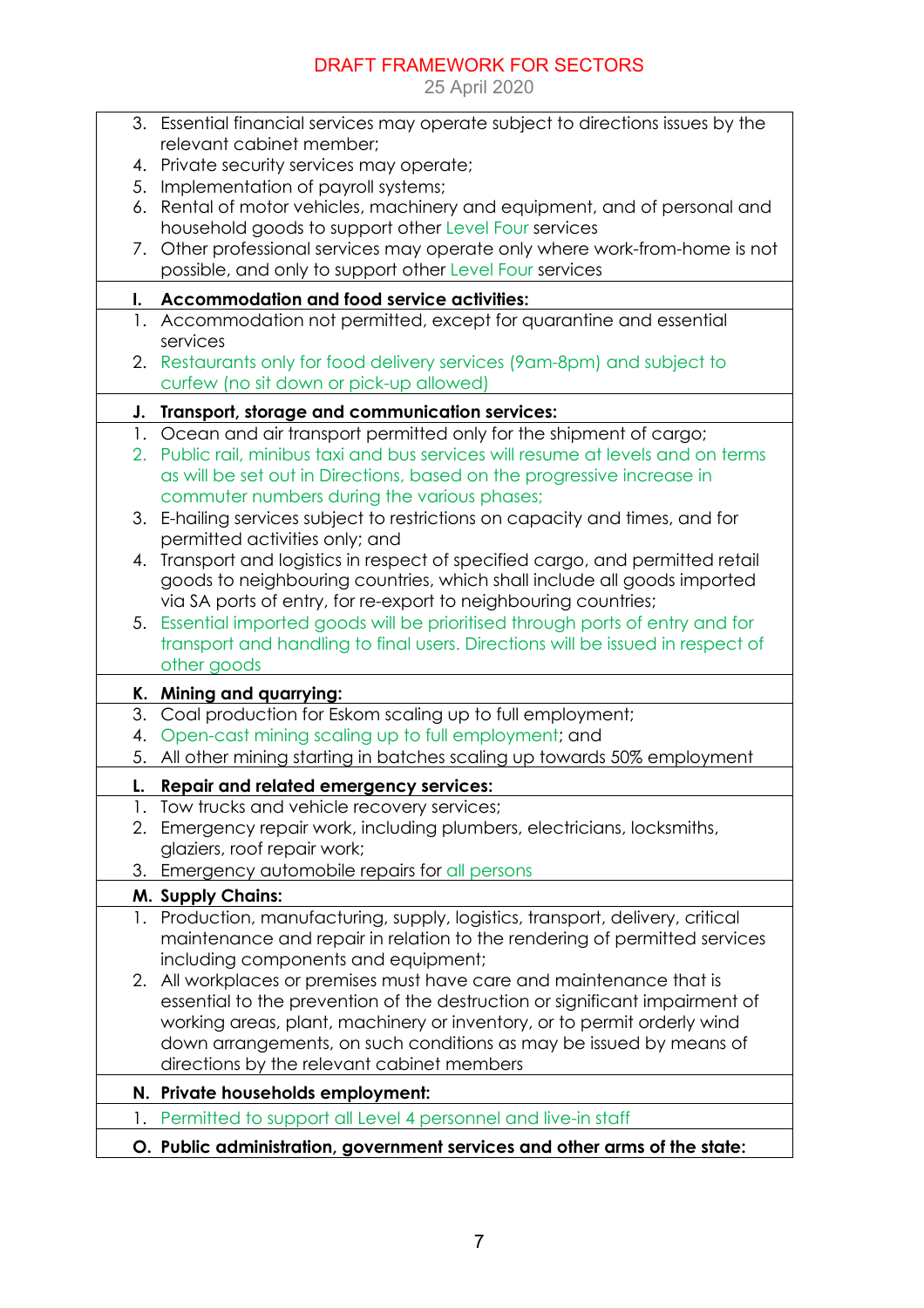3. Essential financial services may operate subject to directions issues by the relevant cabinet member;
4. Private security services may operate;
5. Implementation of payroll systems;
6. Rental of motor vehicles, machinery and equipment, and of personal and household goods to support other Level Four services
7. Other professional services may operate only where work-from-home is not possible, and only to support other Level Four services

**I. Accommodation and food service activities:**

1. Accommodation not permitted, except for quarantine and essential services
2. Restaurants only for food delivery services (9am-8pm) and subject to curfew (no sit down or pick-up allowed)

**J. Transport, storage and communication services:**

1. Ocean and air transport permitted only for the shipment of cargo;
2. Public rail, minibus taxi and bus services will resume at levels and on terms as will be set out in Directions, based on the progressive increase in commuter numbers during the various phases;
3. E-hailing services subject to restrictions on capacity and times, and for permitted activities only; and
4. Transport and logistics in respect of specified cargo, and permitted retail goods to neighbouring countries, which shall include all goods imported via SA ports of entry, for re-export to neighbouring countries;
5. Essential imported goods will be prioritised through ports of entry and for transport and handling to final users. Directions will be issued in respect of other goods

**K. Mining and quarrying:**

3. Coal production for Eskom scaling up to full employment;
4. Open-cast mining scaling up to full employment; and
5. All other mining starting in batches scaling up towards 50% employment

**L. Repair and related emergency services:**

1. Tow trucks and vehicle recovery services;
2. Emergency repair work, including plumbers, electricians, locksmiths, glaziers, roof repair work;
3. Emergency automobile repairs for all persons

**M. Supply Chains:**

1. Production, manufacturing, supply, logistics, transport, delivery, critical maintenance and repair in relation to the rendering of permitted services including components and equipment;
2. All workplaces or premises must have care and maintenance that is essential to the prevention of the destruction or significant impairment of working areas, plant, machinery or inventory, or to permit orderly wind down arrangements, on such conditions as may be issued by means of directions by the relevant cabinet members

**N. Private households employment:**

1. Permitted to support all Level 4 personnel and live-in staff

**O. Public administration, government services and other arms of the state:**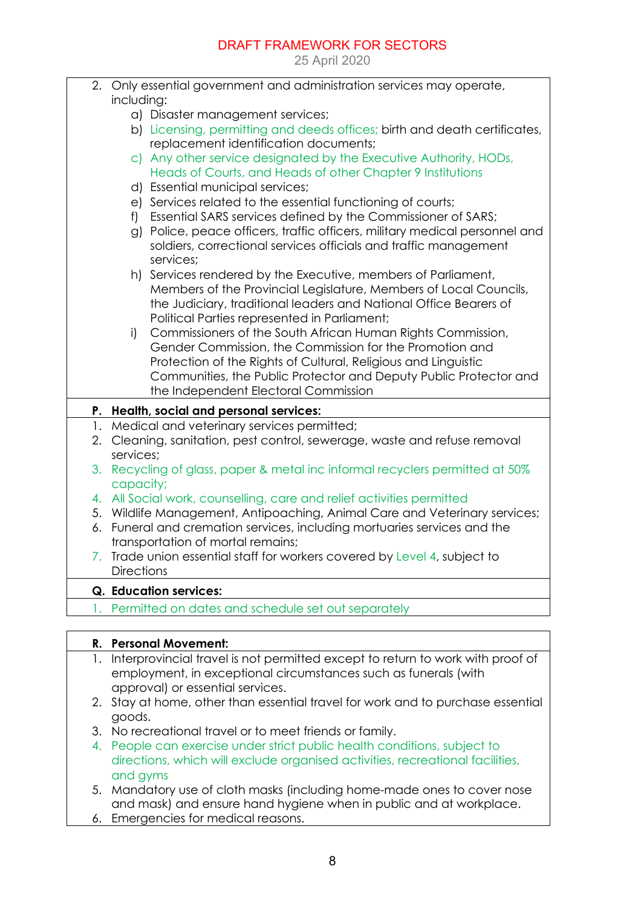2. Only essential government and administration services may operate, including:
   a) Disaster management services;
   b) Licensing, permitting and deeds offices; birth and death certificates, replacement identification documents;
   c) Any other service designated by the Executive Authority, HODs, Heads of Courts, and Heads of other Chapter 9 Institutions
   d) Essential municipal services;
   e) Services related to the essential functioning of courts;
   f) Essential SARS services defined by the Commissioner of SARS;
   g) Police, peace officers, traffic officers, military medical personnel and soldiers, correctional services officials and traffic management services;
   h) Services rendered by the Executive, members of Parliament, Members of the Provincial Legislature, Members of Local Councils, the Judiciary, traditional leaders and National Office Bearers of Political Parties represented in Parliament;
   i) Commissioners of the South African Human Rights Commission, Gender Commission, the Commission for the Promotion and Protection of the Rights of Cultural, Religious and Linguistic Communities, the Public Protector and Deputy Public Protector and the Independent Electoral Commission

**P. Health, social and personal services:**

1. Medical and veterinary services permitted;
2. Cleaning, sanitation, pest control, sewerage, waste and refuse removal services;
3. Recycling of glass, paper & metal inc informal recyclers permitted at 50% capacity;
4. All Social work, counselling, care and relief activities permitted
5. Wildlife Management, Antipoaching, Animal Care and Veterinary services;
6. Funeral and cremation services, including mortuaries services and the transportation of mortal remains;
7. Trade union staff for workers covered by Level 4, subject to Directions

**Q. Education services:**

1. Permitted on dates and schedule set out separately

**R. Personal Movement:**

1. Interprovincial travel is not permitted except to return to work with proof of employment, in exceptional circumstances such as funerals (with approval) or essential services.
2. Stay at home, other than essential travel for work and to purchase essential goods.
3. No recreational travel or to meet friends or family.
4. People can exercise under strict public health conditions, subject to directions, which will exclude organised activities, recreational facilities, and gyms
5. Mandatory use of cloth masks (including home-made ones to cover nose and mask) and ensure hand hygiene when in public and at workplace.
6. Emergencies for medical reasons.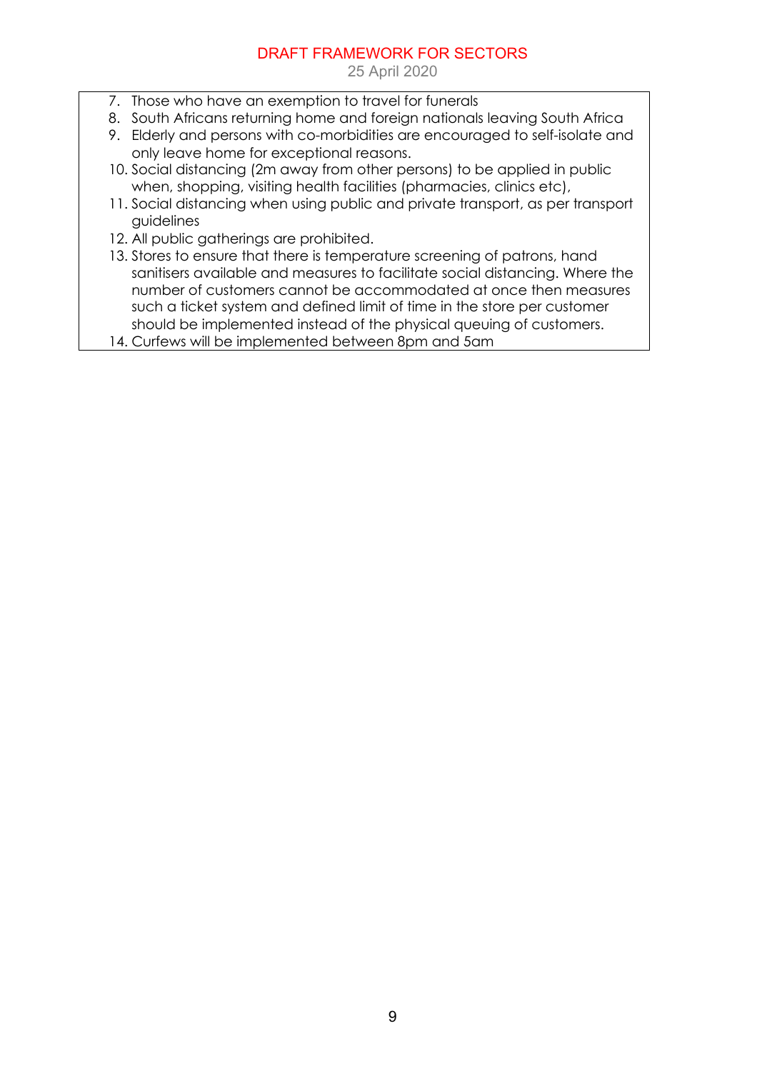7. Those who have an exemption to travel for funerals
8. South Africans returning home and foreign nationals leaving South Africa
9. Elderly and persons with co-morbidities are encouraged to self-isolate and only leave home for exceptional reasons.
10. Social distancing (2m away from other persons) to be applied in public when, shopping, visiting health facilities (pharmacies, clinics etc),
11. Social distancing when using public and private transport, as per transport guidelines
12. All public gatherings are prohibited.
13. Stores to ensure that there is temperature screening of patrons, hand sanitisers available and measures to facilitate social distancing. Where the number of customers cannot be accommodated at once then measures such a ticket system and defined limit of time in the store per customer should be implemented instead of the physical queuing of customers.
14. Curfews will be implemented between 8pm and 5am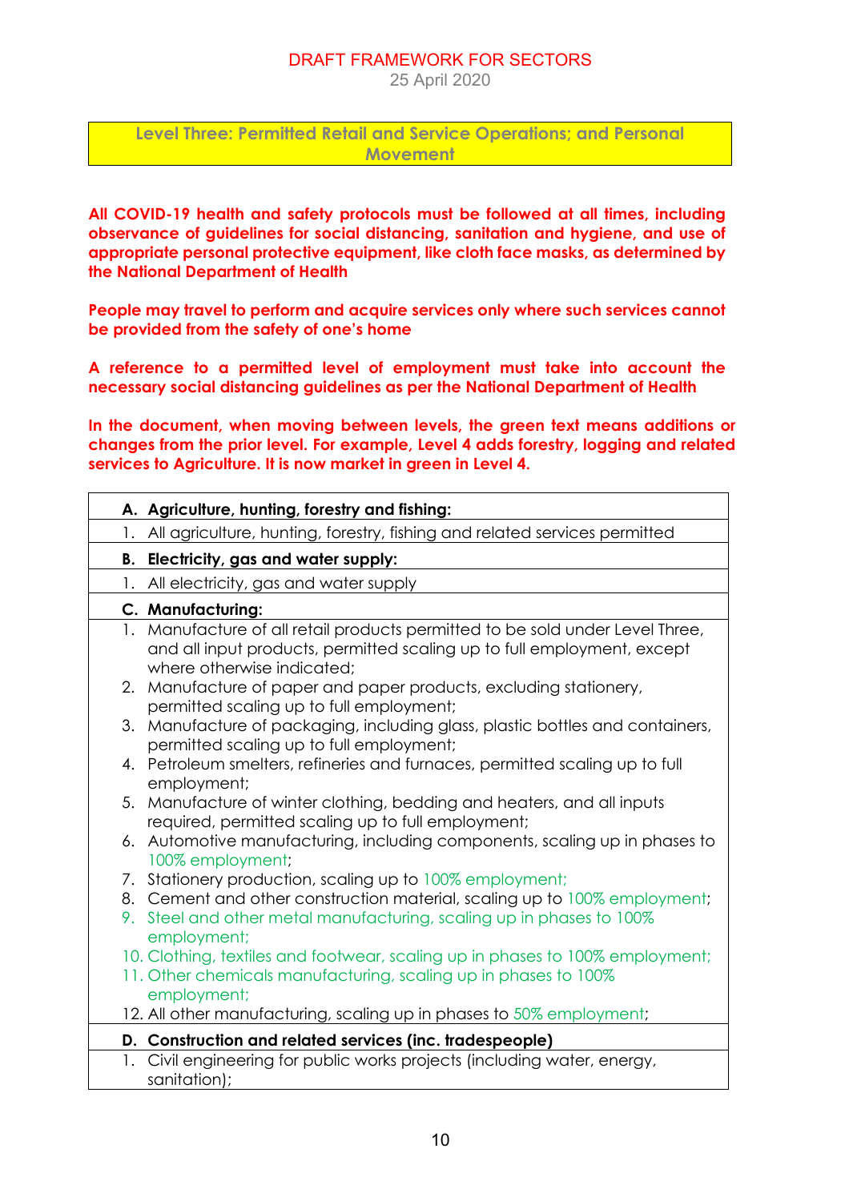DRAFT FRAMEWORK FOR SECTORS
25 April 2020

## Level Three: Permitted Retail and Service Operations; and Personal Movement

**All COVID-19 health and safety protocols must be followed at all times, including observance of guidelines for social distancing, sanitation and hygiene, and use of appropriate personal protective equipment, like cloth face masks, as determined by the National Department of Health**

**People may travel to perform and acquire services only where such services cannot be provided from the safety of one's home**

**A reference to a permitted level of employment must take into account the necessary social distancing guidelines as per the National Department of Health**

**In the document, when moving between levels, the green text means additions or changes from the prior level. For example, Level 4 adds forestry, logging and related services to Agriculture. It is now market in green in Level 4.**

**A. Agriculture, hunting, forestry and fishing:**

1. All agriculture, hunting, forestry, fishing and related services permitted

**B. Electricity, gas and water supply:**

1. All electricity, gas and water supply

**C. Manufacturing:**

1. Manufacture of all retail products permitted to be sold under Level Three, and all input products, permitted scaling up to full employment, except where otherwise indicated;
2. Manufacture of paper and paper products, excluding stationery, permitted scaling up to full employment;
3. Manufacture of packaging, including glass, plastic bottles and containers, permitted scaling up to full employment;
4. Petroleum smelters, refineries and furnaces, permitted scaling up to full employment;
5. Manufacture of winter clothing, bedding and heaters, and all inputs required, permitted scaling up to full employment;
6. Automotive manufacturing, including components, scaling up in phases to 100% employment;
7. Stationery production, scaling up to 100% employment;
8. Cement and other construction material, scaling up to 100% employment;
9. Steel and other metal manufacturing, scaling up in phases to 100% employment;
10. Clothing, textiles and footwear, scaling up in phases to 100% employment;
11. Other chemicals manufacturing, scaling up in phases to 100% employment;
12. All other manufacturing, scaling up in phases to 50% employment;

**D. Construction and related services (inc. tradespeople)**

1. Civil engineering for public works projects (including water, energy, sanitation);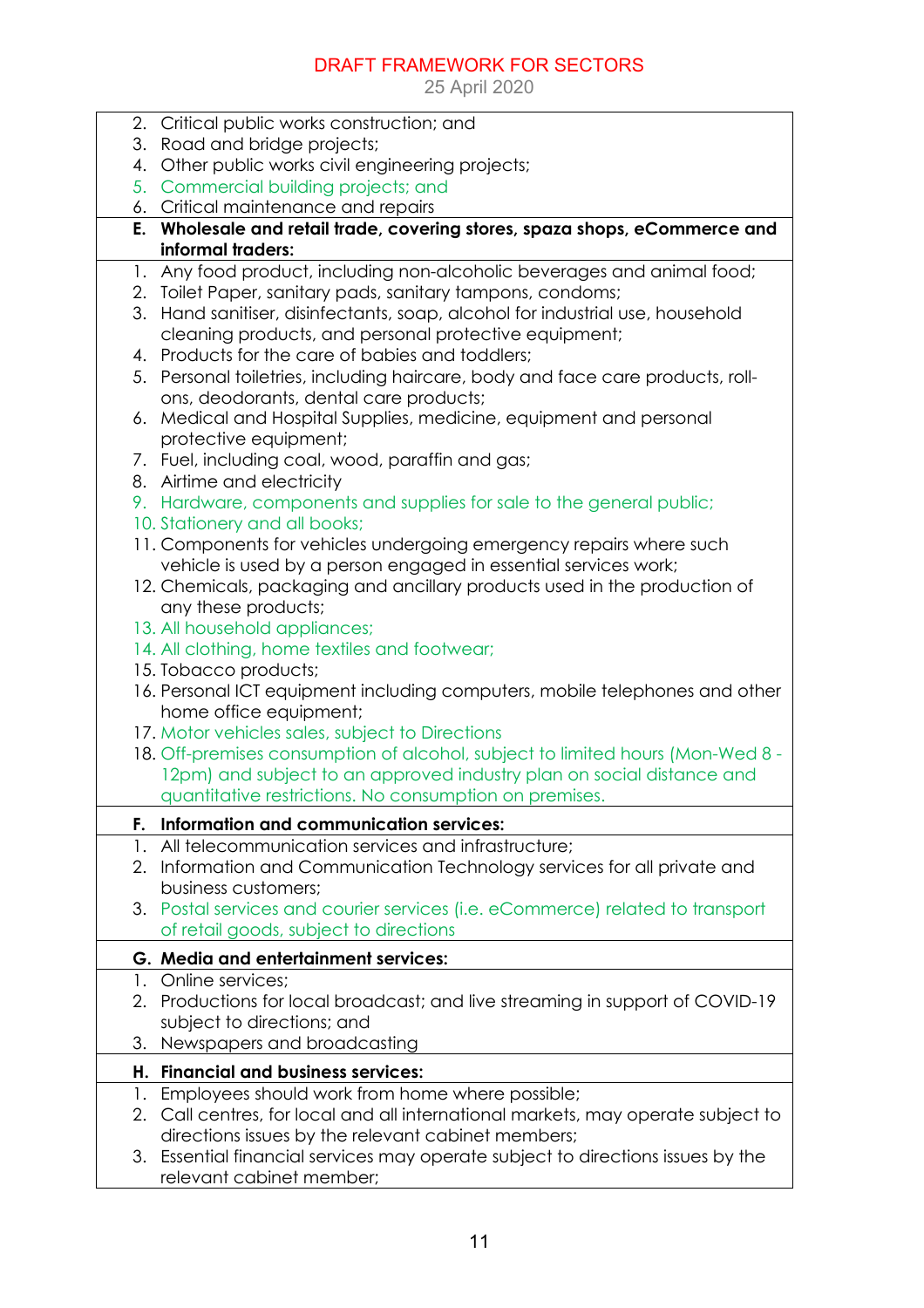2. Critical public works construction; and
3. Road and bridge projects;
4. Other public works civil engineering projects;
5. Commercial building projects; and
6. Critical maintenance and repairs

**E. Wholesale and retail trade, covering stores, spaza shops, eCommerce and informal traders:**

1. Any food product, including non-alcoholic beverages and animal food;
2. Toilet Paper, sanitary pads, sanitary tampons, condoms;
3. Hand sanitiser, disinfectants, soap, alcohol for industrial use, household cleaning products, and personal protective equipment;
4. Products for the care of babies and toddlers;
5. Personal toiletries, including haircare, body and face care products, roll-ons, deodorants, dental care products;
6. Medical and Hospital Supplies, medicine, equipment and personal protective equipment;
7. Fuel, including coal, wood, paraffin and gas;
8. Airtime and electricity
9. Hardware, components and supplies for sale to the general public;
10. Stationery and all books;
11. Components for vehicles undergoing emergency repairs where such vehicle is used by a person engaged in essential services work;
12. Chemicals, packaging and ancillary products used in the production of any these products;
13. All household appliances;
14. All clothing, home textiles and footwear;
15. Tobacco products;
16. Personal ICT equipment including computers, mobile telephones and other home office equipment;
17. Motor vehicles sales, subject to Directions
18. Off-premises consumption of alcohol, subject to limited hours (Mon-Wed 8 - 12pm) and subject to an approved industry plan on social distance and quantitative restrictions. No consumption on premises.

**F. Information and communication services:**

1. All telecommunication services and infrastructure;
2. Information and Communication Technology services for all private and business customers;
3. Postal services and courier services (i.e. eCommerce) related to transport of retail goods, subject to directions

**G. Media and entertainment services:**

1. Online services;
2. Productions for local broadcast; and live streaming in support of COVID-19 subject to directions; and
3. Newspapers and broadcasting

**H. Financial and business services:**

1. Employees should work from home where possible;
2. Call centres, for local and all international markets, may operate subject to directions issues by the relevant cabinet members;
3. Essential financial services may operate subject to directions issues by the relevant cabinet member;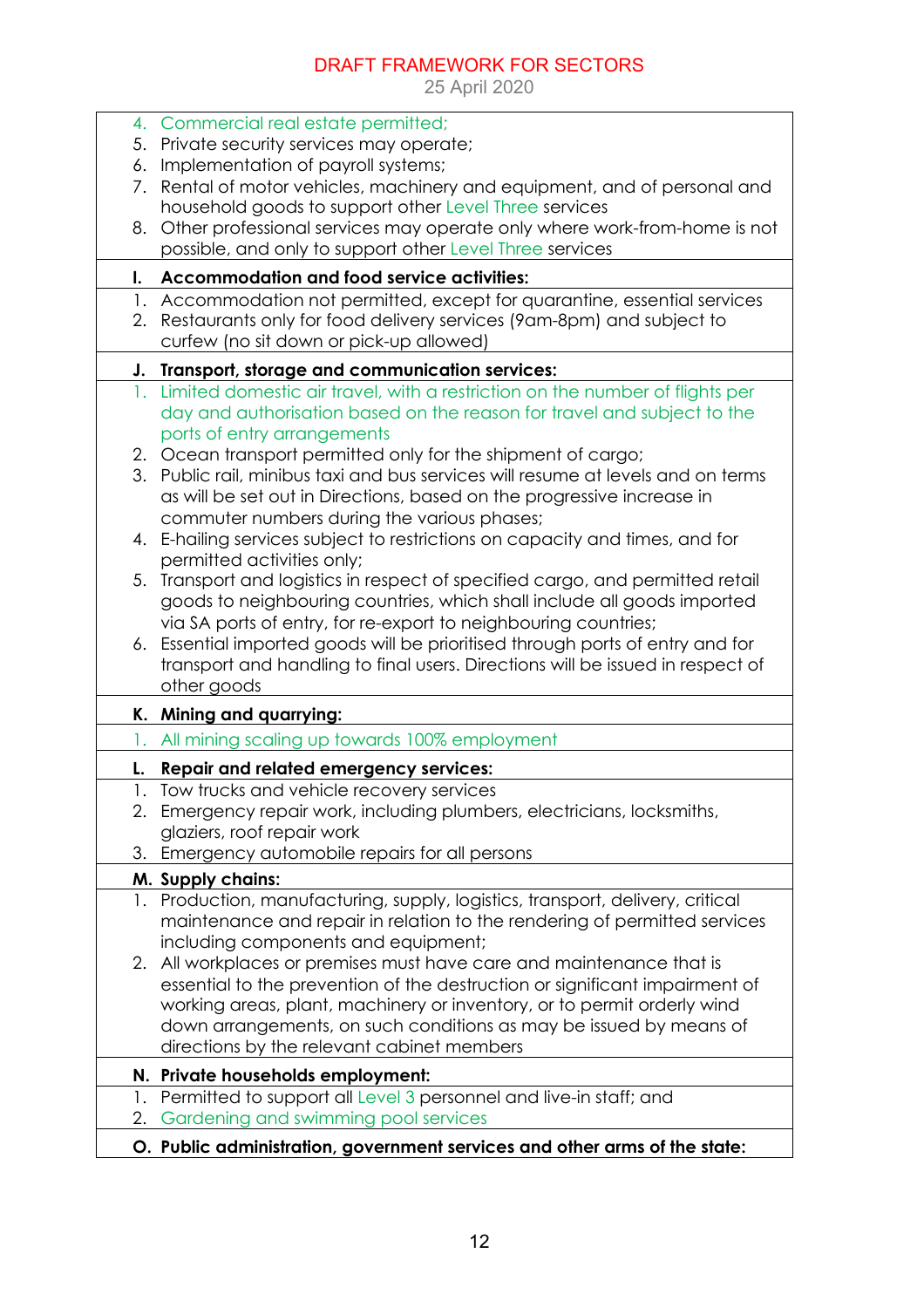4. Commercial real estate permitted;
5. Private security services may operate;
6. Implementation of payroll systems;
7. Rental of motor vehicles, machinery and equipment, and of personal and household goods to support other Level Three services
8. Other professional services may operate only where work-from-home is not possible, and only to support other Level Three services

**I. Accommodation and food service activities:**

1. Accommodation not permitted, except for quarantine, essential services
2. Restaurants only for food delivery services (9am-8pm) and subject to curfew (no sit down or pick-up allowed)

**J. Transport, storage and communication services:**

1. Limited domestic air travel, with a restriction on the number of flights per day and authorisation based on the reason for travel and subject to the ports of entry arrangements
2. Ocean transport permitted only for the shipment of cargo;
3. Public rail, minibus taxi and bus services will resume at levels and on terms as will be set out in Directions, based on the progressive increase in commuter numbers during the various phases;
4. E-hailing services subject to restrictions on capacity and times, and for permitted activities only;
5. Transport and logistics in respect of specified cargo, and permitted retail goods to neighbouring countries, which shall include all goods imported via SA ports of entry, for re-export to neighbouring countries;
6. Essential imported goods will be prioritised through ports of entry and for transport and handling to final users. Directions will be issued in respect of other goods

**K. Mining and quarrying:**

1. All mining scaling up towards 100% employment

**L. Repair and related emergency services:**

1. Tow trucks and vehicle recovery services
2. Emergency repair work, including plumbers, electricians, locksmiths, glaziers, roof repair work
3. Emergency automobile repairs for all persons

**M. Supply chains:**

1. Production, manufacturing, supply, logistics, transport, delivery, critical maintenance and repair in relation to the rendering of permitted services including components and equipment;
2. All workplaces or premises must have care and maintenance that is essential to the prevention of the destruction or significant impairment of working areas, plant, machinery or inventory, or to permit orderly wind down arrangements, on such conditions as may be issued by means of directions by the relevant cabinet members

**N. Private households employment:**

1. Permitted to support all Level 3 personnel and live-in staff; and
2. Gardening and swimming pool services

**O. Public administration, government services and other arms of the state:**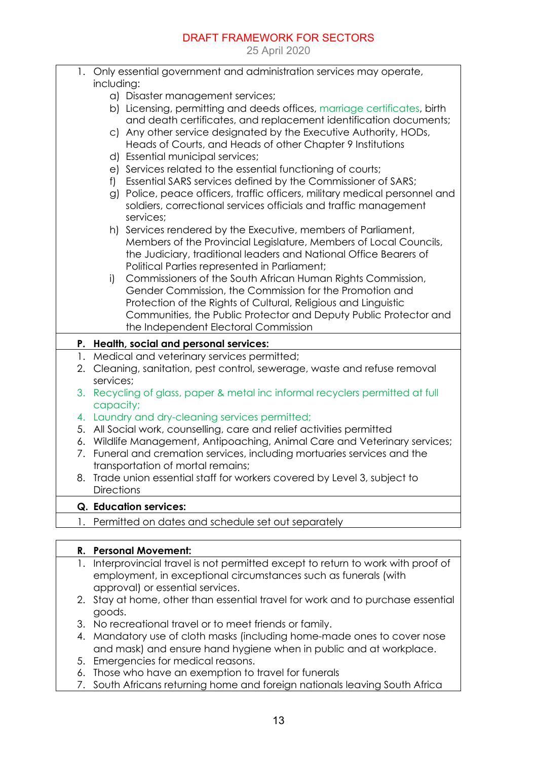1. Only essential government and administration services may operate, including:
   a) Disaster management services;
   b) Licensing, permitting and deeds offices, marriage certificates, birth and death certificates, and replacement identification documents;
   c) Any other service designated by the Executive Authority, HODs, Heads of Courts, and Heads of other Chapter 9 Institutions
   d) Essential municipal services;
   e) Services related to the essential functioning of courts;
   f) Essential SARS services defined by the Commissioner of SARS;
   g) Police, peace officers, traffic officers, military medical personnel and soldiers, correctional services officials and traffic management services;
   h) Services rendered by the Executive, members of Parliament, Members of the Provincial Legislature, Members of Local Councils, the Judiciary, traditional leaders and National Office Bearers of Political Parties represented in Parliament;
   i) Commissioners of the South African Human Rights Commission, Gender Commission, the Commission for the Promotion and Protection of the Rights of Cultural, Religious and Linguistic Communities, the Public Protector and Deputy Public Protector and the Independent Electoral Commission

**P. Health, social and personal services:**

1. Medical and veterinary services permitted;
2. Cleaning, sanitation, pest control, sewerage, waste and refuse removal services;
3. Recycling of glass, paper & metal inc informal recyclers permitted at full capacity;
4. Laundry and dry-cleaning services permitted;
5. All Social work, counselling, care and relief activities permitted
6. Wildlife Management, Antipoaching, Animal Care and Veterinary services;
7. Funeral and cremation services, including mortuaries services and the transportation of mortal remains;
8. Trade union essential staff for workers covered by Level 3, subject to Directions

**Q. Education services:**

1. Permitted on dates and schedule set out separately

**R. Personal Movement:**

1. Interprovincial travel is not permitted except to return to work with proof of employment, in exceptional circumstances such as funerals (with approval) or essential services.
2. Stay at home, other than essential travel for work and to purchase essential goods.
3. No recreational travel or to meet friends or family.
4. Mandatory use of cloth masks (including home-made ones to cover nose and mask) and ensure hand hygiene when in public and at workplace.
5. Emergencies for medical reasons.
6. Those who have an exemption to travel for funerals
7. South Africans returning home and foreign nationals leaving South Africa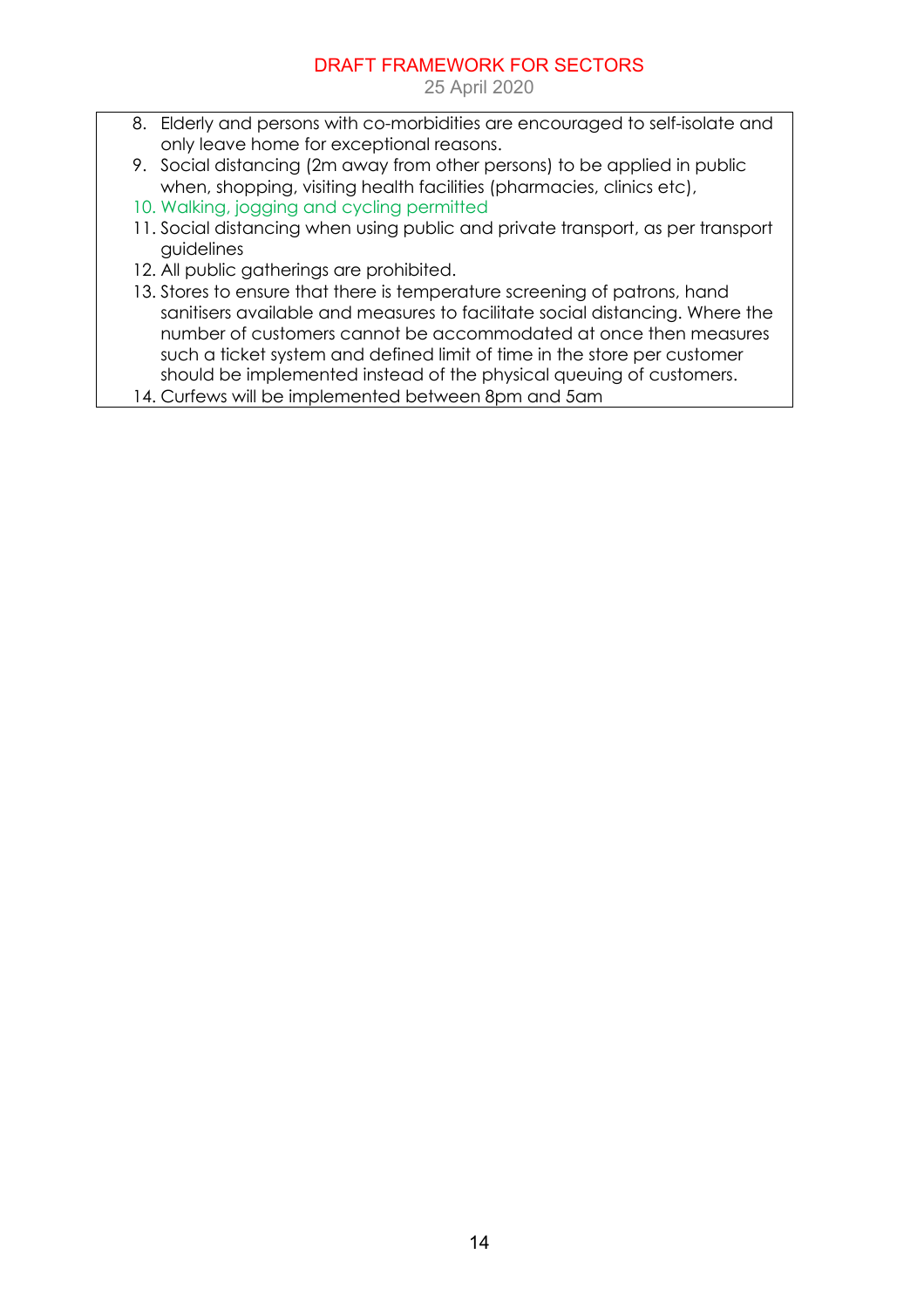8. Elderly and persons with co-morbidities are encouraged to self-isolate and only leave home for exceptional reasons.
9. Social distancing (2m away from other persons) to be applied in public when, shopping, visiting health facilities (pharmacies, clinics etc),
10. Walking, jogging and cycling permitted
11. Social distancing when using public and private transport, as per transport guidelines
12. All public gatherings are prohibited.
13. Stores to ensure that there is temperature screening of patrons, hand sanitisers available and measures to facilitate social distancing. Where the number of customers cannot be accommodated at once then measures such a ticket system and defined limit of time in the store per customer should be implemented instead of the physical queuing of customers.
14. Curfews will be implemented between 8pm and 5am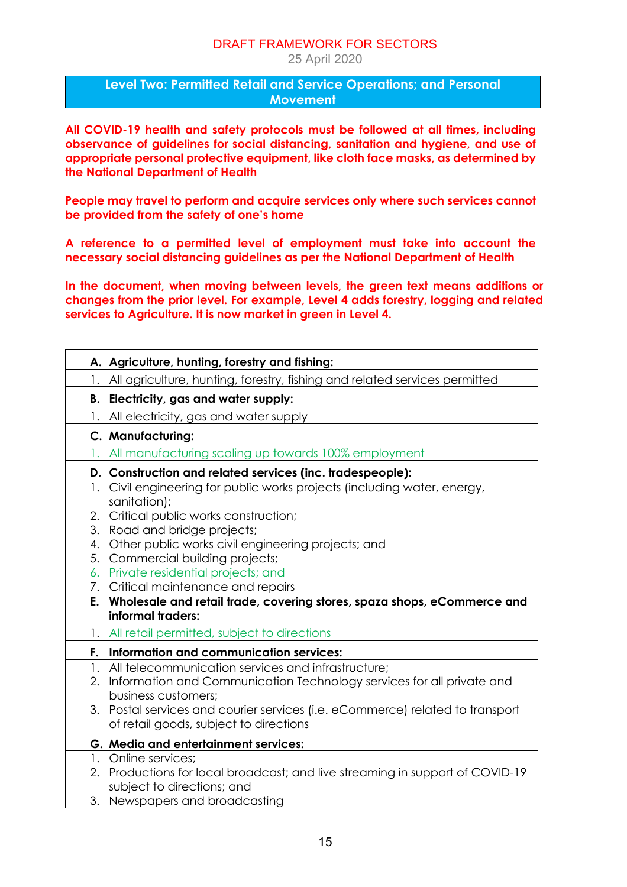DRAFT FRAMEWORK FOR SECTORS

25 April 2020

## Level Two: Permitted Retail and Service Operations; and Personal Movement

**All COVID-19 health and safety protocols must be followed at all times, including observance of guidelines for social distancing, sanitation and hygiene, and use of appropriate personal protective equipment, like cloth face masks, as determined by the National Department of Health**

**People may travel to perform and acquire services only where such services cannot be provided from the safety of one's home**

**A reference to a permitted level of employment must take into account the necessary social distancing guidelines as per the National Department of Health**

**In the document, when moving between levels, the green text means additions or changes from the prior level. For example, Level 4 adds forestry, logging and related services to Agriculture. It is now market in green in Level 4.**

| |
|---|
| **A. Agriculture, hunting, forestry and fishing:** |
| 1. All agriculture, hunting, forestry, fishing and related services permitted |
| **B. Electricity, gas and water supply:** |
| 1. All electricity, gas and water supply |
| **C. Manufacturing:** |
| 1. All manufacturing scaling up towards 100% employment |
| **D. Construction and related services (inc. tradespeople):** |
| 1. Civil engineering for public works projects (including water, energy, sanitation);<br>2. Critical public works construction;<br>3. Road and bridge projects;<br>4. Other public works civil engineering projects; and<br>5. Commercial building projects;<br>6. Private residential projects; and<br>7. Critical maintenance and repairs |
| **E. Wholesale and retail trade, covering stores, spaza shops, eCommerce and informal traders:** |
| 1. All retail permitted, subject to directions |
| **F. Information and communication services:** |
| 1. All telecommunication services and infrastructure;<br>2. Information and Communication Technology services for all private and business customers;<br>3. Postal services and courier services (i.e. eCommerce) related to transport of retail goods, subject to directions |
| **G. Media and entertainment services:** |
| 1. Online services;<br>2. Productions for local broadcast; and live streaming in support of COVID-19 subject to directions; and<br>3. Newspapers and broadcasting |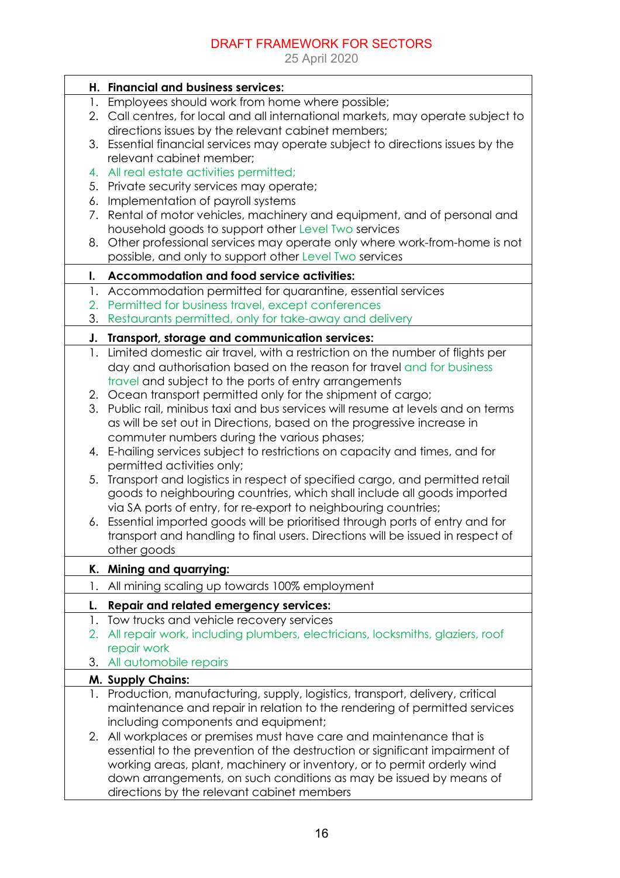| H. Financial and business services: |
|---|
| 1. Employees should work from home where possible;<br>2. Call centres, for local and all international markets, may operate subject to directions issues by the relevant cabinet members;<br>3. Essential financial services may operate subject to directions issues by the relevant cabinet member;<br>4. All real estate activities permitted;<br>5. Private security services may operate;<br>6. Implementation of payroll systems<br>7. Rental of motor vehicles, machinery and equipment, and of personal and household goods to support other Level Two services<br>8. Other professional services may operate only where work-from-home is not possible, and only to support other Level Two services |
| **I. Accommodation and food service activities:** |
| 1. Accommodation permitted for quarantine, essential services<br>2. Permitted for business travel, except conferences<br>3. Restaurants permitted, only for take-away and delivery |
| **J. Transport, storage and communication services:** |
| 1. Limited domestic air travel, with a restriction on the number of flights per day and authorisation based on the reason for travel and for business travel and subject to the ports of entry arrangements<br>2. Ocean transport permitted only for the shipment of cargo;<br>3. Public rail, minibus taxi and bus services will resume at levels and on terms as will be set out in Directions, based on the progressive increase in commuter numbers during the various phases;<br>4. E-hailing services subject to restrictions on capacity and times, and for permitted activities only;<br>5. Transport and logistics in respect of specified cargo, and permitted retail goods to neighbouring countries, which shall include all goods imported via SA ports of entry, for re-export to neighbouring countries;<br>6. Essential imported goods will be prioritised through ports of entry and for transport and handling to final users. Directions will be issued in respect of other goods |
| **K. Mining and quarrying:** |
| 1. All mining scaling up towards 100% employment |
| **L. Repair and related emergency services:** |
| 1. Tow trucks and vehicle recovery services<br>2. All repair work, including plumbers, electricians, locksmiths, glaziers, roof repair work<br>3. All automobile repairs |
| **M. Supply Chains:** |
| 1. Production, manufacturing, supply, logistics, transport, delivery, critical maintenance and repair in relation to the rendering of permitted services including components and equipment;<br>2. All workplaces or premises must have care and maintenance that is essential to the prevention of the destruction or significant impairment of working areas, plant, machinery or inventory, or to permit orderly wind down arrangements, on such conditions as may be issued by means of directions by the relevant cabinet members |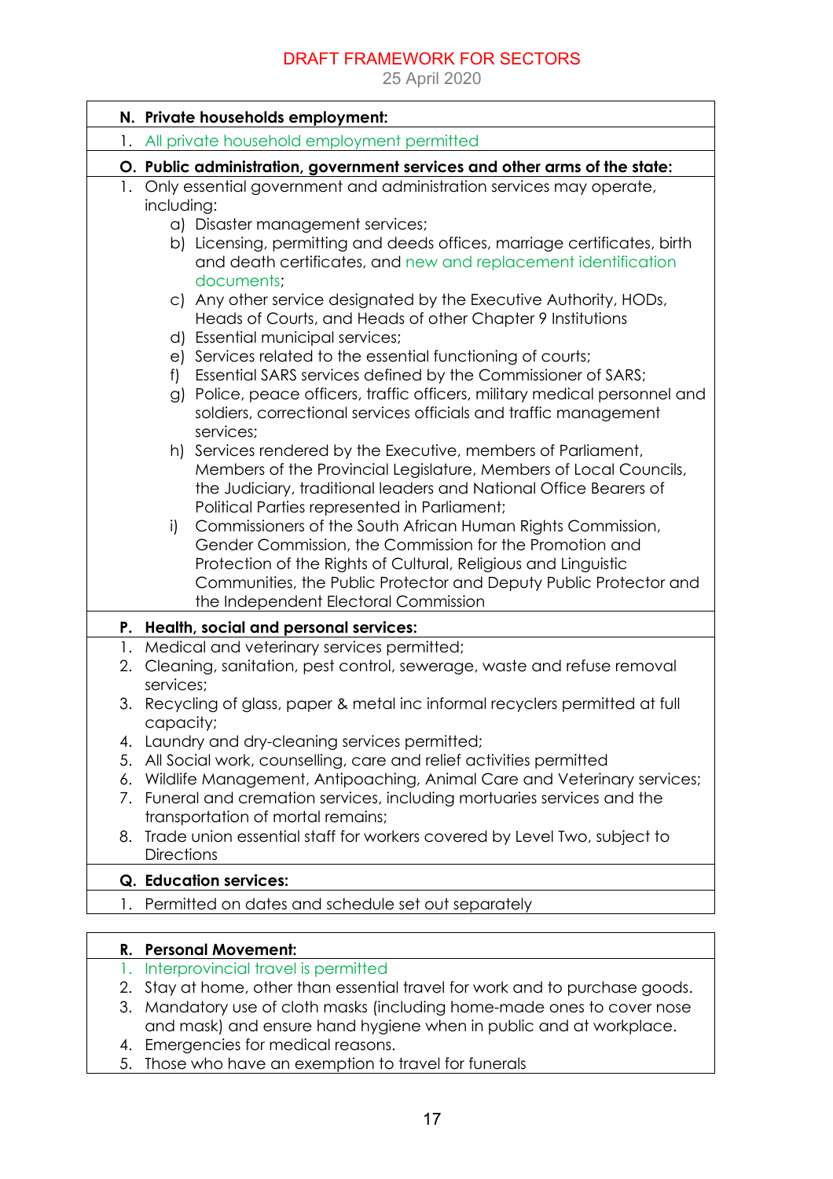| N. Private households employment: |
|---|
| 1. All private household employment permitted |
| **O. Public administration, government services and other arms of the state:** |
| 1. Only essential government and administration services may operate, including:<br>a) Disaster management services;<br>b) Licensing, permitting and deeds offices, marriage certificates, birth and death certificates, and new and replacement identification documents;<br>c) Any other service designated by the Executive Authority, HODs, Heads of Courts, and Heads of other Chapter 9 Institutions<br>d) Essential municipal services;<br>e) Services related to the essential functioning of courts;<br>f) Essential SARS services defined by the Commissioner of SARS;<br>g) Police, peace officers, traffic officers, military medical personnel and soldiers, correctional services officials and traffic management services;<br>h) Services rendered by the Executive, members of Parliament, Members of the Provincial Legislature, Members of Local Councils, the Judiciary, traditional leaders and National Office Bearers of Political Parties represented in Parliament;<br>i) Commissioners of the South African Human Rights Commission, Gender Commission, the Commission for the Promotion and Protection of the Rights of Cultural, Religious and Linguistic Communities, the Public Protector and Deputy Public Protector and the Independent Electoral Commission |
| **P. Health, social and personal services:** |
| 1. Medical and veterinary services permitted;<br>2. Cleaning, sanitation, pest control, sewerage, waste and refuse removal services;<br>3. Recycling of glass, paper & metal inc informal recyclers permitted at full capacity;<br>4. Laundry and dry-cleaning services permitted;<br>5. All Social work, counselling, care and relief activities permitted<br>6. Wildlife Management, Antipoaching, Animal Care and Veterinary services;<br>7. Funeral and cremation services, including mortuaries services and the transportation of mortal remains;<br>8. Trade union essential staff for workers covered by Level Two, subject to Directions |
| **Q. Education services:** |
| 1. Permitted on dates and schedule set out separately |

| R. Personal Movement: |
|---|
| 1. Interprovincial travel is permitted<br>2. Stay at home, other than essential travel for work and to purchase goods.<br>3. Mandatory use of cloth masks (including home-made ones to cover nose and mask) and ensure hand hygiene when in public and at workplace.<br>4. Emergencies for medical reasons.<br>5. Those who have an exemption to travel for funerals |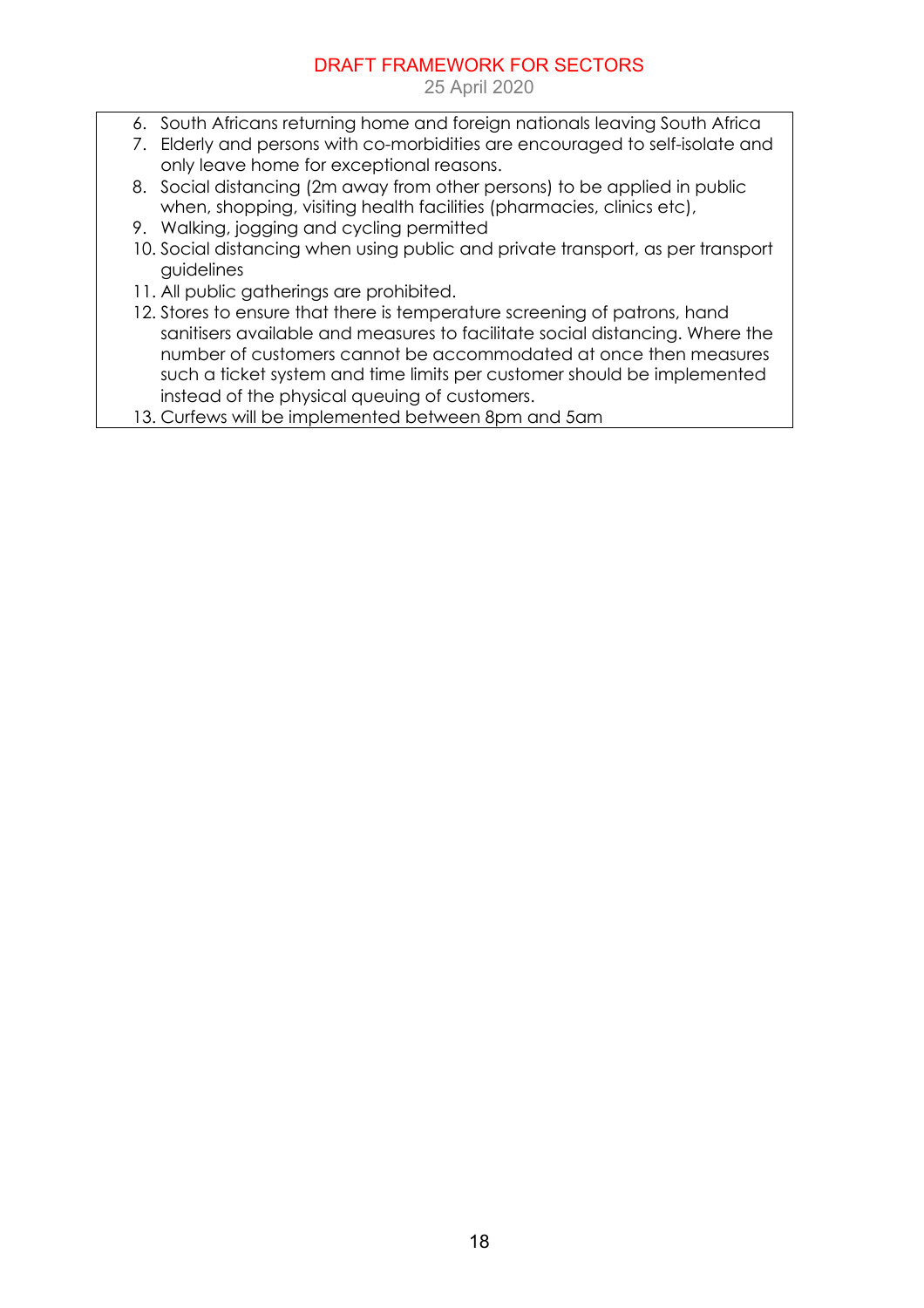6. South Africans returning home and foreign nationals leaving South Africa
7. Elderly and persons with co-morbidities are encouraged to self-isolate and only leave home for exceptional reasons.
8. Social distancing (2m away from other persons) to be applied in public when, shopping, visiting health facilities (pharmacies, clinics etc),
9. Walking, jogging and cycling permitted
10. Social distancing when using public and private transport, as per transport guidelines
11. All public gatherings are prohibited.
12. Stores to ensure that there is temperature screening of patrons, hand sanitisers available and measures to facilitate social distancing. Where the number of customers cannot be accommodated at once then measures such a ticket system and time limits per customer should be implemented instead of the physical queuing of customers.
13. Curfews will be implemented between 8pm and 5am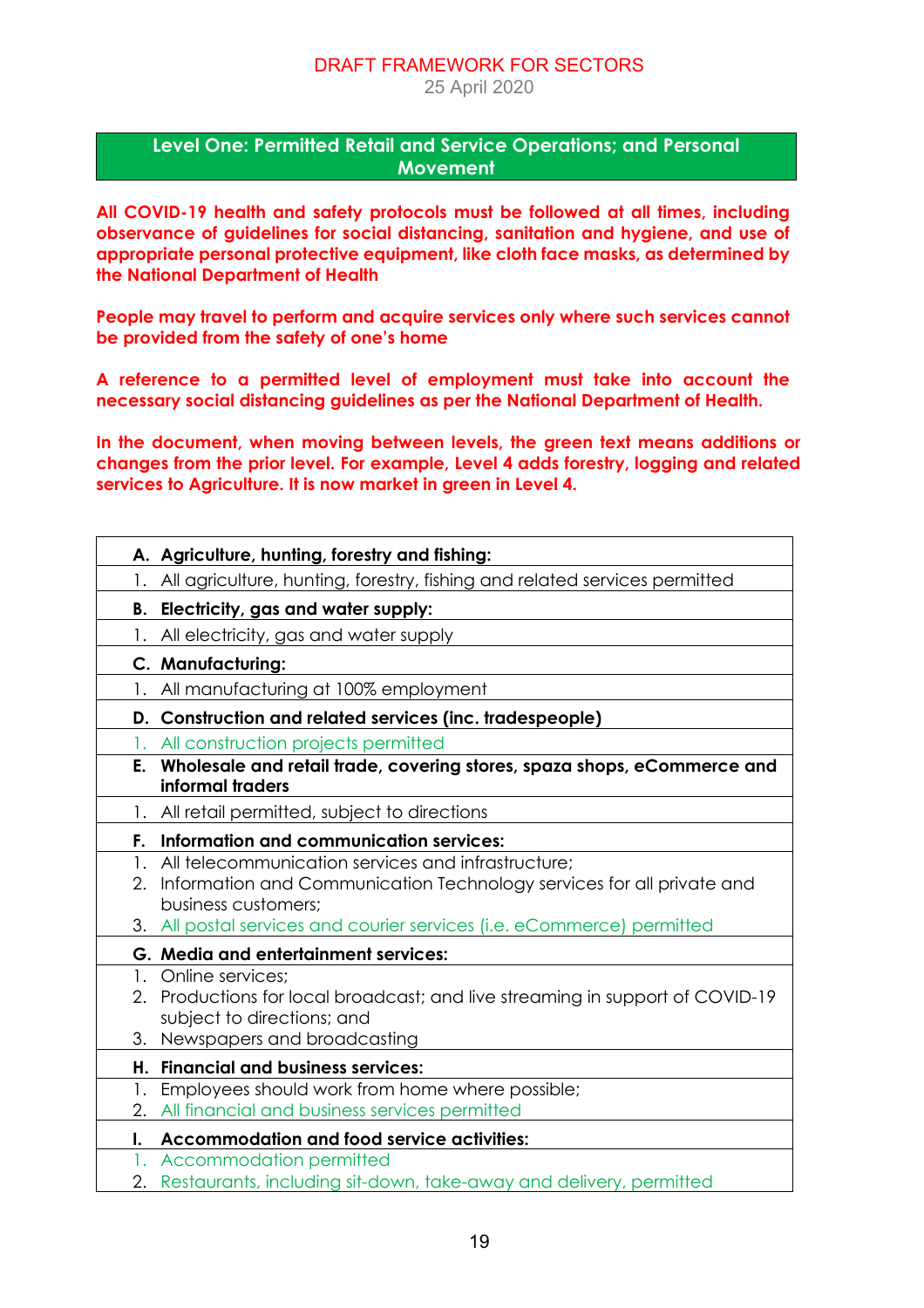DRAFT FRAMEWORK FOR SECTORS
25 April 2020

## Level One: Permitted Retail and Service Operations; and Personal Movement

**All COVID-19 health and safety protocols must be followed at all times, including observance of guidelines for social distancing, sanitation and hygiene, and use of appropriate personal protective equipment, like cloth face masks, as determined by the National Department of Health**

**People may travel to perform and acquire services only where such services cannot be provided from the safety of one's home**

**A reference to a permitted level of employment must take into account the necessary social distancing guidelines as per the National Department of Health.**

**In the document, when moving between levels, the green text means additions or changes from the prior level. For example, Level 4 adds forestry, logging and related services to Agriculture. It is now market in green in Level 4.**

| **A. Agriculture, hunting, forestry and fishing:** |
|---|
| 1. All agriculture, hunting, forestry, fishing and related services permitted |
| **B. Electricity, gas and water supply:** |
| 1. All electricity, gas and water supply |
| **C. Manufacturing:** |
| 1. All manufacturing at 100% employment |
| **D. Construction and related services (inc. tradespeople)** |
| 1. All construction projects permitted |
| **E. Wholesale and retail trade, covering stores, spaza shops, eCommerce and informal traders** |
| 1. All retail permitted, subject to directions |
| **F. Information and communication services:** |
| 1. All telecommunication services and infrastructure;<br>2. Information and Communication Technology services for all private and business customers;<br>3. All postal services and courier services (i.e. eCommerce) permitted |
| **G. Media and entertainment services:** |
| 1. Online services;<br>2. Productions for local broadcast; and live streaming in support of COVID-19 subject to directions; and<br>3. Newspapers and broadcasting |
| **H. Financial and business services:** |
| 1. Employees should work from home where possible;<br>2. All financial and business services permitted |
| **I. Accommodation and food service activities:** |
| 1. Accommodation permitted<br>2. Restaurants, including sit-down, take-away and delivery, permitted |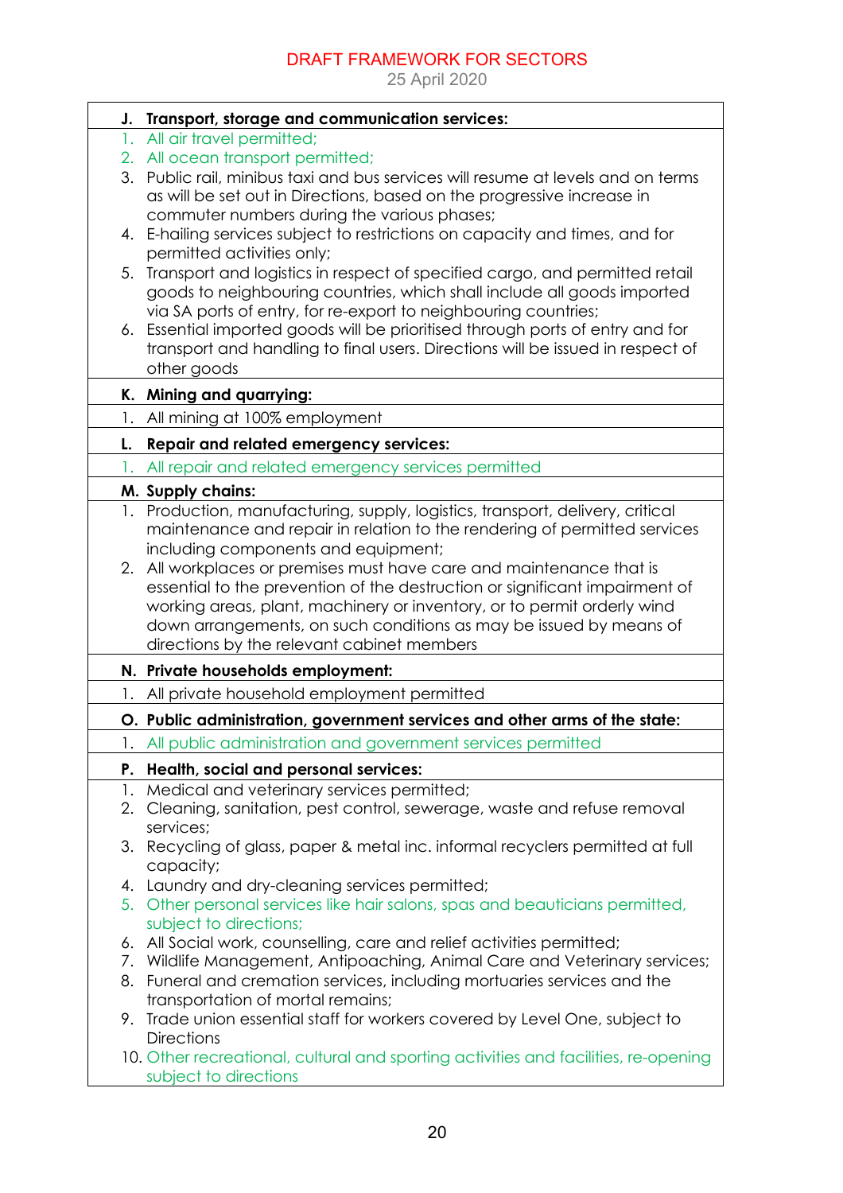DRAFT FRAMEWORK FOR SECTORS

25 April 2020

| **J. Transport, storage and communication services:** |
| --- |
| 1. All air travel permitted;<br>2. All ocean transport permitted;<br>3. Public rail, minibus taxi and bus services will resume at levels and on terms as will be set out in Directions, based on the progressive increase in commuter numbers during the various phases;<br>4. E-hailing services subject to restrictions on capacity and times, and for permitted activities only;<br>5. Transport and logistics in respect of specified cargo, and permitted retail goods to neighbouring countries, which shall include all goods imported via SA ports of entry, for re-export to neighbouring countries;<br>6. Essential imported goods will be prioritised through ports of entry and for transport and handling to final users. Directions will be issued in respect of other goods |
| **K. Mining and quarrying:** |
| 1. All mining at 100% employment |
| **L. Repair and related emergency services:** |
| 1. All repair and related emergency services permitted |
| **M. Supply chains:** |
| 1. Production, manufacturing, supply, logistics, transport, delivery, critical maintenance and repair in relation to the rendering of permitted services including components and equipment;<br>2. All workplaces or premises must have care and maintenance that is essential to the prevention of the destruction or significant impairment of working areas, plant, machinery or inventory, or to permit orderly wind down arrangements, on such conditions as may be issued by means of directions by the relevant cabinet members |
| **N. Private households employment:** |
| 1. All private household employment permitted |
| **O. Public administration, government services and other arms of the state:** |
| 1. All public administration and government services permitted |
| **P. Health, social and personal services:** |
| 1. Medical and veterinary services permitted;<br>2. Cleaning, sanitation, pest control, sewerage, waste and refuse removal services;<br>3. Recycling of glass, paper & metal inc. informal recyclers permitted at full capacity;<br>4. Laundry and dry-cleaning services permitted;<br>5. Other personal services like hair salons, spas and beauticians permitted, subject to directions;<br>6. All Social work, counselling, care and relief activities permitted;<br>7. Wildlife Management, Antipoaching, Animal Care and Veterinary services;<br>8. Funeral and cremation services, including mortuaries services and the transportation of mortal remains;<br>9. Trade union essential staff for workers covered by Level One, subject to Directions<br>10. Other recreational, cultural and sporting activities and facilities, re-opening subject to directions |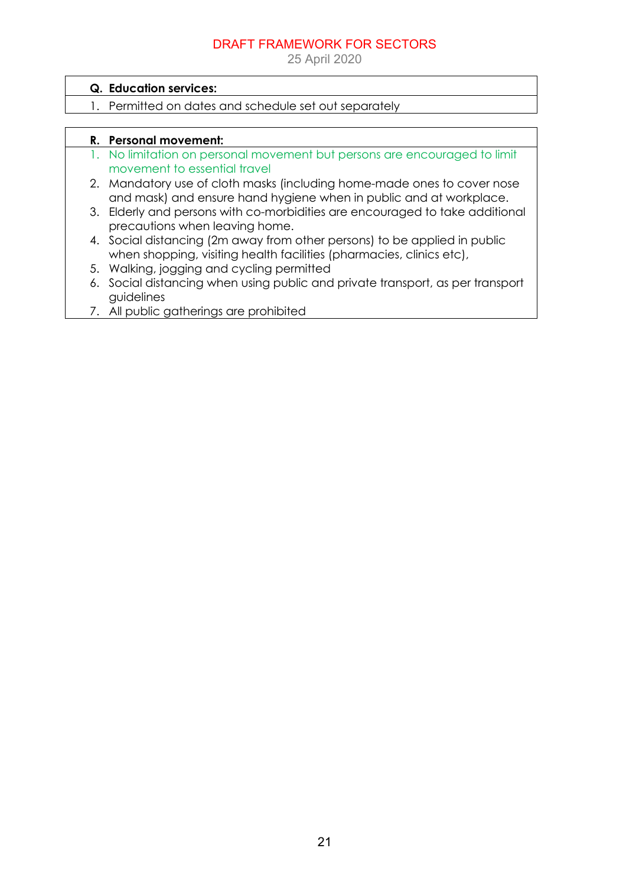**Q. Education services:**

1. Permitted on dates and schedule set out separately

**R. Personal movement:**

1. No limitation on personal movement but persons are encouraged to limit movement to essential travel
2. Mandatory use of cloth masks (including home-made ones to cover nose and mask) and ensure hand hygiene when in public and at workplace.
3. Elderly and persons with co-morbidities are encouraged to take additional precautions when leaving home.
4. Social distancing (2m away from other persons) to be applied in public when shopping, visiting health facilities (pharmacies, clinics etc),
5. Walking, jogging and cycling permitted
6. Social distancing when using public and private transport, as per transport guidelines
7. All public gatherings are prohibited